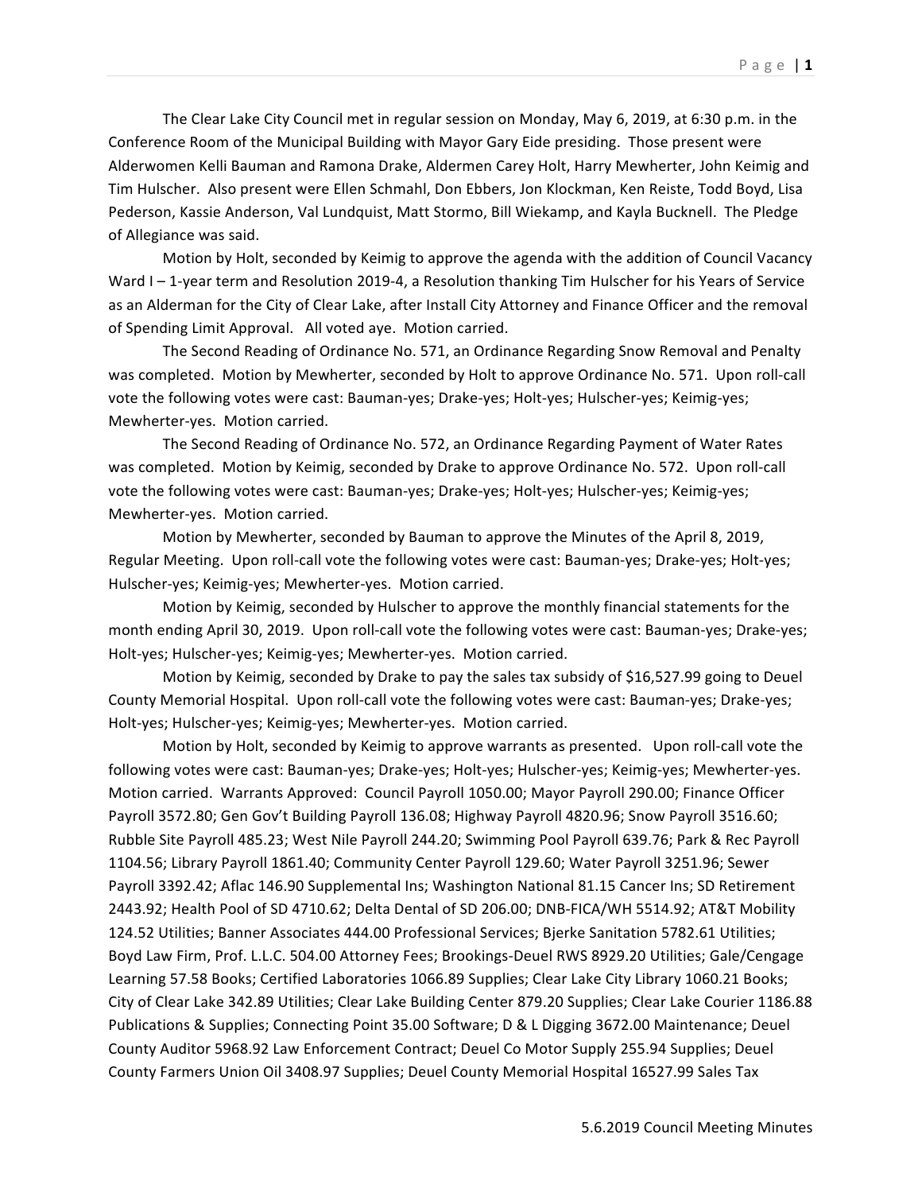The Clear Lake City Council met in regular session on Monday, May 6, 2019, at 6:30 p.m. in the Conference Room of the Municipal Building with Mayor Gary Eide presiding. Those present were Alderwomen Kelli Bauman and Ramona Drake, Aldermen Carey Holt, Harry Mewherter, John Keimig and Tim Hulscher. Also present were Ellen Schmahl, Don Ebbers, Jon Klockman, Ken Reiste, Todd Boyd, Lisa Pederson, Kassie Anderson, Val Lundquist, Matt Stormo, Bill Wiekamp, and Kayla Bucknell. The Pledge of Allegiance was said.

Motion by Holt, seconded by Keimig to approve the agenda with the addition of Council Vacancy Ward I – 1-year term and Resolution 2019-4, a Resolution thanking Tim Hulscher for his Years of Service as an Alderman for the City of Clear Lake, after Install City Attorney and Finance Officer and the removal of Spending Limit Approval. All voted aye. Motion carried.

The Second Reading of Ordinance No. 571, an Ordinance Regarding Snow Removal and Penalty was completed. Motion by Mewherter, seconded by Holt to approve Ordinance No. 571. Upon roll-call vote the following votes were cast: Bauman-yes; Drake-yes; Holt-yes; Hulscher-yes; Keimig-yes; Mewherter-yes. Motion carried.

The Second Reading of Ordinance No. 572, an Ordinance Regarding Payment of Water Rates was completed. Motion by Keimig, seconded by Drake to approve Ordinance No. 572. Upon roll-call vote the following votes were cast: Bauman-yes; Drake-yes; Holt-yes; Hulscher-yes; Keimig-yes; Mewherter-yes. Motion carried.

Motion by Mewherter, seconded by Bauman to approve the Minutes of the April 8, 2019, Regular Meeting. Upon roll-call vote the following votes were cast: Bauman-yes; Drake-yes; Holt-yes; Hulscher-yes; Keimig-yes; Mewherter-yes. Motion carried.

Motion by Keimig, seconded by Hulscher to approve the monthly financial statements for the month ending April 30, 2019. Upon roll-call vote the following votes were cast: Bauman-yes; Drake-yes; Holt-yes; Hulscher-yes; Keimig-yes; Mewherter-yes. Motion carried.

Motion by Keimig, seconded by Drake to pay the sales tax subsidy of $16,527.99 going to Deuel County Memorial Hospital. Upon roll-call vote the following votes were cast: Bauman-yes; Drake-yes; Holt-yes; Hulscher-yes; Keimig-yes; Mewherter-yes. Motion carried.

Motion by Holt, seconded by Keimig to approve warrants as presented. Upon roll-call vote the following votes were cast: Bauman-yes; Drake-yes; Holt-yes; Hulscher-yes; Keimig-yes; Mewherter-yes. Motion carried. Warrants Approved: Council Payroll 1050.00; Mayor Payroll 290.00; Finance Officer Payroll 3572.80; Gen Gov't Building Payroll 136.08; Highway Payroll 4820.96; Snow Payroll 3516.60; Rubble Site Payroll 485.23; West Nile Payroll 244.20; Swimming Pool Payroll 639.76; Park & Rec Payroll 1104.56; Library Payroll 1861.40; Community Center Payroll 129.60; Water Payroll 3251.96; Sewer Payroll 3392.42; Aflac 146.90 Supplemental Ins; Washington National 81.15 Cancer Ins; SD Retirement 2443.92; Health Pool of SD 4710.62; Delta Dental of SD 206.00; DNB-FICA/WH 5514.92; AT&T Mobility 124.52 Utilities; Banner Associates 444.00 Professional Services; Bjerke Sanitation 5782.61 Utilities; Boyd Law Firm, Prof. L.L.C. 504.00 Attorney Fees; Brookings-Deuel RWS 8929.20 Utilities; Gale/Cengage Learning 57.58 Books; Certified Laboratories 1066.89 Supplies; Clear Lake City Library 1060.21 Books; City of Clear Lake 342.89 Utilities; Clear Lake Building Center 879.20 Supplies; Clear Lake Courier 1186.88 Publications & Supplies; Connecting Point 35.00 Software; D & L Digging 3672.00 Maintenance; Deuel County Auditor 5968.92 Law Enforcement Contract; Deuel Co Motor Supply 255.94 Supplies; Deuel County Farmers Union Oil 3408.97 Supplies; Deuel County Memorial Hospital 16527.99 Sales Tax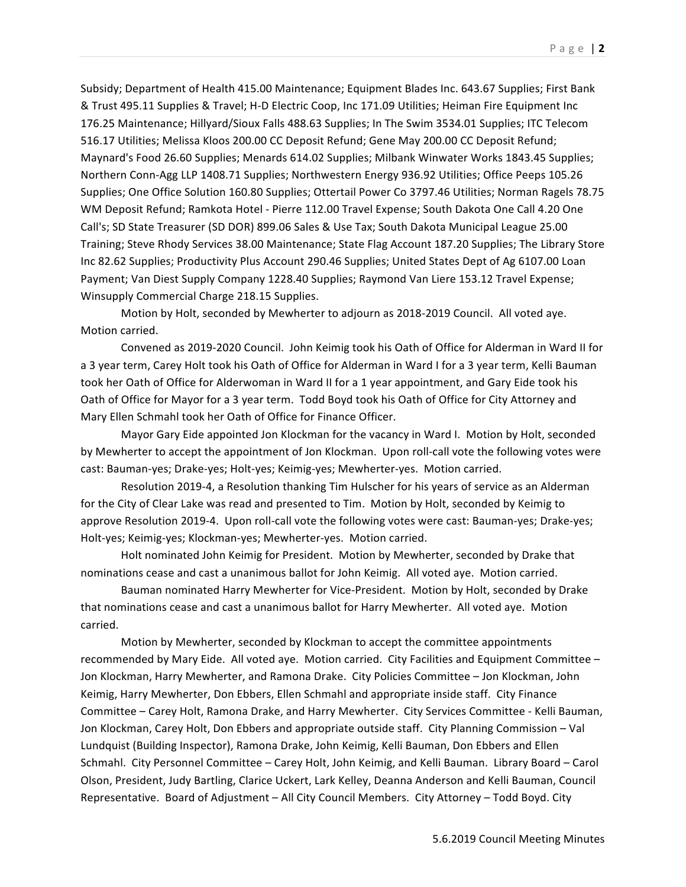Subsidy; Department of Health 415.00 Maintenance; Equipment Blades Inc. 643.67 Supplies; First Bank & Trust 495.11 Supplies & Travel; H-D Electric Coop, Inc 171.09 Utilities; Heiman Fire Equipment Inc 176.25 Maintenance; Hillyard/Sioux Falls 488.63 Supplies; In The Swim 3534.01 Supplies; ITC Telecom 516.17 Utilities; Melissa Kloos 200.00 CC Deposit Refund; Gene May 200.00 CC Deposit Refund; Maynard's Food 26.60 Supplies; Menards 614.02 Supplies; Milbank Winwater Works 1843.45 Supplies; Northern Conn-Agg LLP 1408.71 Supplies; Northwestern Energy 936.92 Utilities; Office Peeps 105.26 Supplies; One Office Solution 160.80 Supplies; Ottertail Power Co 3797.46 Utilities; Norman Ragels 78.75 WM Deposit Refund; Ramkota Hotel - Pierre 112.00 Travel Expense; South Dakota One Call 4.20 One Call's; SD State Treasurer (SD DOR) 899.06 Sales & Use Tax; South Dakota Municipal League 25.00 Training; Steve Rhody Services 38.00 Maintenance; State Flag Account 187.20 Supplies; The Library Store Inc 82.62 Supplies; Productivity Plus Account 290.46 Supplies; United States Dept of Ag 6107.00 Loan Payment; Van Diest Supply Company 1228.40 Supplies; Raymond Van Liere 153.12 Travel Expense; Winsupply Commercial Charge 218.15 Supplies.

Motion by Holt, seconded by Mewherter to adjourn as 2018-2019 Council. All voted aye. Motion carried.

Convened as 2019-2020 Council. John Keimig took his Oath of Office for Alderman in Ward II for a 3 year term, Carey Holt took his Oath of Office for Alderman in Ward I for a 3 year term, Kelli Bauman took her Oath of Office for Alderwoman in Ward II for a 1 year appointment, and Gary Eide took his Oath of Office for Mayor for a 3 year term. Todd Boyd took his Oath of Office for City Attorney and Mary Ellen Schmahl took her Oath of Office for Finance Officer.

Mayor Gary Eide appointed Jon Klockman for the vacancy in Ward I. Motion by Holt, seconded by Mewherter to accept the appointment of Jon Klockman. Upon roll-call vote the following votes were cast: Bauman-yes; Drake-yes; Holt-yes; Keimig-yes; Mewherter-yes. Motion carried.

Resolution 2019-4, a Resolution thanking Tim Hulscher for his years of service as an Alderman for the City of Clear Lake was read and presented to Tim. Motion by Holt, seconded by Keimig to approve Resolution 2019-4. Upon roll-call vote the following votes were cast: Bauman-yes; Drake-yes; Holt-yes; Keimig-yes; Klockman-yes; Mewherter-yes. Motion carried.

Holt nominated John Keimig for President. Motion by Mewherter, seconded by Drake that nominations cease and cast a unanimous ballot for John Keimig. All voted aye. Motion carried.

Bauman nominated Harry Mewherter for Vice-President. Motion by Holt, seconded by Drake that nominations cease and cast a unanimous ballot for Harry Mewherter. All voted aye. Motion carried.

Motion by Mewherter, seconded by Klockman to accept the committee appointments recommended by Mary Eide. All voted aye. Motion carried. City Facilities and Equipment Committee – Jon Klockman, Harry Mewherter, and Ramona Drake. City Policies Committee – Jon Klockman, John Keimig, Harry Mewherter, Don Ebbers, Ellen Schmahl and appropriate inside staff. City Finance Committee – Carey Holt, Ramona Drake, and Harry Mewherter. City Services Committee - Kelli Bauman, Jon Klockman, Carey Holt, Don Ebbers and appropriate outside staff. City Planning Commission – Val Lundquist (Building Inspector), Ramona Drake, John Keimig, Kelli Bauman, Don Ebbers and Ellen Schmahl. City Personnel Committee – Carey Holt, John Keimig, and Kelli Bauman. Library Board – Carol Olson, President, Judy Bartling, Clarice Uckert, Lark Kelley, Deanna Anderson and Kelli Bauman, Council Representative. Board of Adjustment – All City Council Members. City Attorney – Todd Boyd. City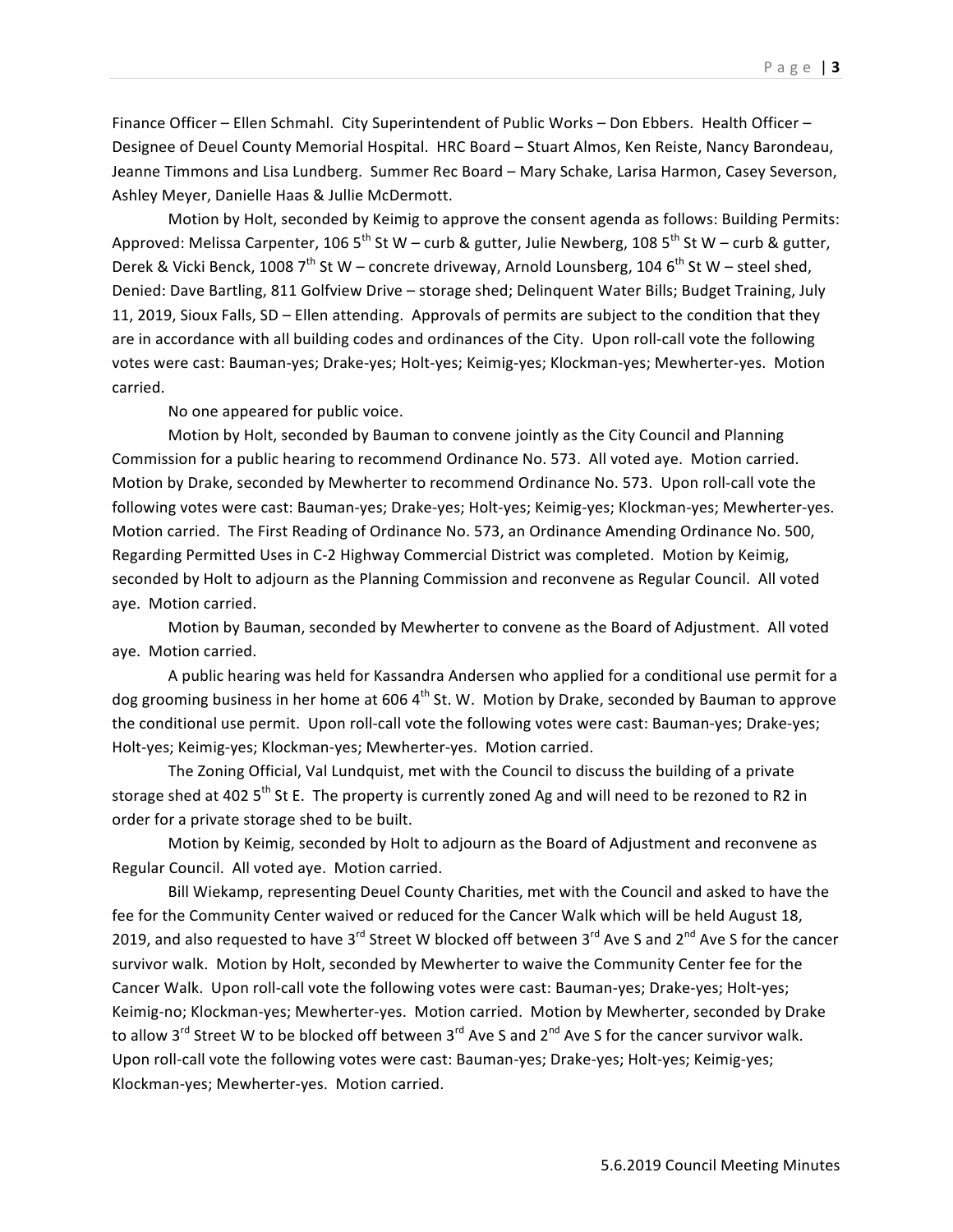Finance Officer – Ellen Schmahl. City Superintendent of Public Works – Don Ebbers. Health Officer – Designee of Deuel County Memorial Hospital. HRC Board – Stuart Almos, Ken Reiste, Nancy Barondeau, Jeanne Timmons and Lisa Lundberg. Summer Rec Board – Mary Schake, Larisa Harmon, Casey Severson, Ashley Meyer, Danielle Haas & Jullie McDermott.

Motion by Holt, seconded by Keimig to approve the consent agenda as follows: Building Permits: Approved: Melissa Carpenter, 106 5th St W – curb & gutter, Julie Newberg, 108 5th St W – curb & gutter, Derek & Vicki Benck, 1008 7th St W – concrete driveway, Arnold Lounsberg, 104 6th St W – steel shed, Denied: Dave Bartling, 811 Golfview Drive – storage shed; Delinquent Water Bills; Budget Training, July 11, 2019, Sioux Falls, SD – Ellen attending. Approvals of permits are subject to the condition that they are in accordance with all building codes and ordinances of the City. Upon roll-call vote the following votes were cast: Bauman-yes; Drake-yes; Holt-yes; Keimig-yes; Klockman-yes; Mewherter-yes. Motion carried.

No one appeared for public voice.

Motion by Holt, seconded by Bauman to convene jointly as the City Council and Planning Commission for a public hearing to recommend Ordinance No. 573. All voted aye. Motion carried. Motion by Drake, seconded by Mewherter to recommend Ordinance No. 573. Upon roll-call vote the following votes were cast: Bauman-yes; Drake-yes; Holt-yes; Keimig-yes; Klockman-yes; Mewherter-yes. Motion carried. The First Reading of Ordinance No. 573, an Ordinance Amending Ordinance No. 500, Regarding Permitted Uses in C-2 Highway Commercial District was completed. Motion by Keimig, seconded by Holt to adjourn as the Planning Commission and reconvene as Regular Council. All voted aye. Motion carried.

Motion by Bauman, seconded by Mewherter to convene as the Board of Adjustment. All voted aye. Motion carried.

A public hearing was held for Kassandra Andersen who applied for a conditional use permit for a dog grooming business in her home at 606 4th St. W. Motion by Drake, seconded by Bauman to approve the conditional use permit. Upon roll-call vote the following votes were cast: Bauman-yes; Drake-yes; Holt-yes; Keimig-yes; Klockman-yes; Mewherter-yes. Motion carried.

The Zoning Official, Val Lundquist, met with the Council to discuss the building of a private storage shed at 402 5th St E. The property is currently zoned Ag and will need to be rezoned to R2 in order for a private storage shed to be built.

Motion by Keimig, seconded by Holt to adjourn as the Board of Adjustment and reconvene as Regular Council. All voted aye. Motion carried.

Bill Wiekamp, representing Deuel County Charities, met with the Council and asked to have the fee for the Community Center waived or reduced for the Cancer Walk which will be held August 18, 2019, and also requested to have 3rd Street W blocked off between 3rd Ave S and 2nd Ave S for the cancer survivor walk. Motion by Holt, seconded by Mewherter to waive the Community Center fee for the Cancer Walk. Upon roll-call vote the following votes were cast: Bauman-yes; Drake-yes; Holt-yes; Keimig-no; Klockman-yes; Mewherter-yes. Motion carried. Motion by Mewherter, seconded by Drake to allow 3rd Street W to be blocked off between 3rd Ave S and 2nd Ave S for the cancer survivor walk. Upon roll-call vote the following votes were cast: Bauman-yes; Drake-yes; Holt-yes; Keimig-yes; Klockman-yes; Mewherter-yes. Motion carried.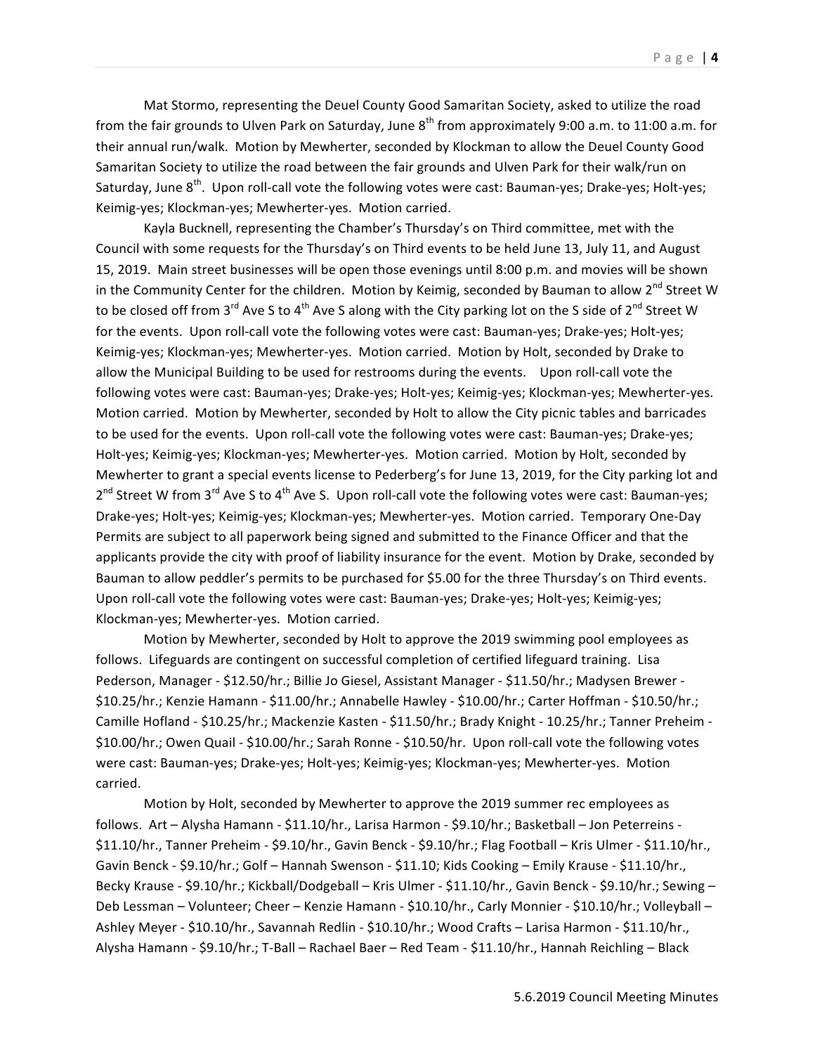Mat Stormo, representing the Deuel County Good Samaritan Society, asked to utilize the road from the fair grounds to Ulven Park on Saturday, June 8th from approximately 9:00 a.m. to 11:00 a.m. for their annual run/walk. Motion by Mewherter, seconded by Klockman to allow the Deuel County Good Samaritan Society to utilize the road between the fair grounds and Ulven Park for their walk/run on Saturday, June 8th. Upon roll-call vote the following votes were cast: Bauman-yes; Drake-yes; Holt-yes; Keimig-yes; Klockman-yes; Mewherter-yes. Motion carried.

Kayla Bucknell, representing the Chamber's Thursday's on Third committee, met with the Council with some requests for the Thursday's on Third events to be held June 13, July 11, and August 15, 2019. Main street businesses will be open those evenings until 8:00 p.m. and movies will be shown in the Community Center for the children. Motion by Keimig, seconded by Bauman to allow 2nd Street W to be closed off from 3rd Ave S to 4th Ave S along with the City parking lot on the S side of 2nd Street W for the events. Upon roll-call vote the following votes were cast: Bauman-yes; Drake-yes; Holt-yes; Keimig-yes; Klockman-yes; Mewherter-yes. Motion carried. Motion by Holt, seconded by Drake to allow the Municipal Building to be used for restrooms during the events. Upon roll-call vote the following votes were cast: Bauman-yes; Drake-yes; Holt-yes; Keimig-yes; Klockman-yes; Mewherter-yes. Motion carried. Motion by Mewherter, seconded by Holt to allow the City picnic tables and barricades to be used for the events. Upon roll-call vote the following votes were cast: Bauman-yes; Drake-yes; Holt-yes; Keimig-yes; Klockman-yes; Mewherter-yes. Motion carried. Motion by Holt, seconded by Mewherter to grant a special events license to Pederberg's for June 13, 2019, for the City parking lot and 2nd Street W from 3rd Ave S to 4th Ave S. Upon roll-call vote the following votes were cast: Bauman-yes; Drake-yes; Holt-yes; Keimig-yes; Klockman-yes; Mewherter-yes. Motion carried. Temporary One-Day Permits are subject to all paperwork being signed and submitted to the Finance Officer and that the applicants provide the city with proof of liability insurance for the event. Motion by Drake, seconded by Bauman to allow peddler's permits to be purchased for $5.00 for the three Thursday's on Third events. Upon roll-call vote the following votes were cast: Bauman-yes; Drake-yes; Holt-yes; Keimig-yes; Klockman-yes; Mewherter-yes. Motion carried.

Motion by Mewherter, seconded by Holt to approve the 2019 swimming pool employees as follows. Lifeguards are contingent on successful completion of certified lifeguard training. Lisa Pederson, Manager - $12.50/hr.; Billie Jo Giesel, Assistant Manager - $11.50/hr.; Madysen Brewer - $10.25/hr.; Kenzie Hamann - $11.00/hr.; Annabelle Hawley - $10.00/hr.; Carter Hoffman - $10.50/hr.; Camille Hofland - $10.25/hr.; Mackenzie Kasten - $11.50/hr.; Brady Knight - 10.25/hr.; Tanner Preheim - $10.00/hr.; Owen Quail - $10.00/hr.; Sarah Ronne - $10.50/hr. Upon roll-call vote the following votes were cast: Bauman-yes; Drake-yes; Holt-yes; Keimig-yes; Klockman-yes; Mewherter-yes. Motion carried.

Motion by Holt, seconded by Mewherter to approve the 2019 summer rec employees as follows. Art – Alysha Hamann - $11.10/hr., Larisa Harmon - $9.10/hr.; Basketball – Jon Peterreins - $11.10/hr., Tanner Preheim - $9.10/hr., Gavin Benck - $9.10/hr.; Flag Football – Kris Ulmer - $11.10/hr., Gavin Benck - $9.10/hr.; Golf – Hannah Swenson - $11.10; Kids Cooking – Emily Krause - $11.10/hr., Becky Krause - $9.10/hr.; Kickball/Dodgeball – Kris Ulmer - $11.10/hr., Gavin Benck - $9.10/hr.; Sewing – Deb Lessman – Volunteer; Cheer – Kenzie Hamann - $10.10/hr., Carly Monnier - $10.10/hr.; Volleyball – Ashley Meyer - $10.10/hr., Savannah Redlin - $10.10/hr.; Wood Crafts – Larisa Harmon - $11.10/hr., Alysha Hamann - $9.10/hr.; T-Ball – Rachael Baer – Red Team - $11.10/hr., Hannah Reichling – Black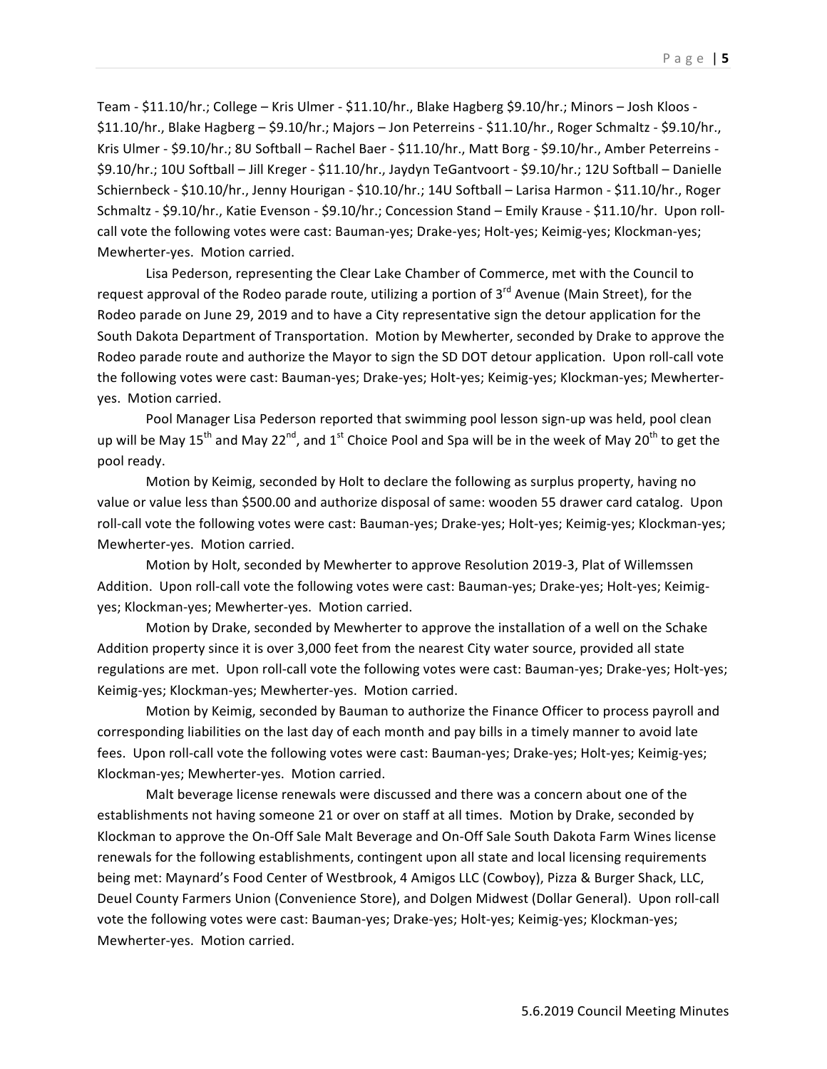Team - $11.10/hr.; College – Kris Ulmer - $11.10/hr., Blake Hagberg $9.10/hr.; Minors – Josh Kloos - $11.10/hr., Blake Hagberg – $9.10/hr.; Majors – Jon Peterreins - $11.10/hr., Roger Schmaltz - $9.10/hr., Kris Ulmer - $9.10/hr.; 8U Softball – Rachel Baer - $11.10/hr., Matt Borg - $9.10/hr., Amber Peterreins - $9.10/hr.; 10U Softball – Jill Kreger - $11.10/hr., Jaydyn TeGantvoort - $9.10/hr.; 12U Softball – Danielle Schiernbeck - $10.10/hr., Jenny Hourigan - $10.10/hr.; 14U Softball – Larisa Harmon - $11.10/hr., Roger Schmaltz - $9.10/hr., Katie Evenson - $9.10/hr.; Concession Stand – Emily Krause - $11.10/hr. Upon roll-call vote the following votes were cast: Bauman-yes; Drake-yes; Holt-yes; Keimig-yes; Klockman-yes; Mewherter-yes. Motion carried.

Lisa Pederson, representing the Clear Lake Chamber of Commerce, met with the Council to request approval of the Rodeo parade route, utilizing a portion of 3rd Avenue (Main Street), for the Rodeo parade on June 29, 2019 and to have a City representative sign the detour application for the South Dakota Department of Transportation. Motion by Mewherter, seconded by Drake to approve the Rodeo parade route and authorize the Mayor to sign the SD DOT detour application. Upon roll-call vote the following votes were cast: Bauman-yes; Drake-yes; Holt-yes; Keimig-yes; Klockman-yes; Mewherter-yes. Motion carried.

Pool Manager Lisa Pederson reported that swimming pool lesson sign-up was held, pool clean up will be May 15th and May 22nd, and 1st Choice Pool and Spa will be in the week of May 20th to get the pool ready.

Motion by Keimig, seconded by Holt to declare the following as surplus property, having no value or value less than $500.00 and authorize disposal of same: wooden 55 drawer card catalog. Upon roll-call vote the following votes were cast: Bauman-yes; Drake-yes; Holt-yes; Keimig-yes; Klockman-yes; Mewherter-yes. Motion carried.

Motion by Holt, seconded by Mewherter to approve Resolution 2019-3, Plat of Willemssen Addition. Upon roll-call vote the following votes were cast: Bauman-yes; Drake-yes; Holt-yes; Keimig-yes; Klockman-yes; Mewherter-yes. Motion carried.

Motion by Drake, seconded by Mewherter to approve the installation of a well on the Schake Addition property since it is over 3,000 feet from the nearest City water source, provided all state regulations are met. Upon roll-call vote the following votes were cast: Bauman-yes; Drake-yes; Holt-yes; Keimig-yes; Klockman-yes; Mewherter-yes. Motion carried.

Motion by Keimig, seconded by Bauman to authorize the Finance Officer to process payroll and corresponding liabilities on the last day of each month and pay bills in a timely manner to avoid late fees. Upon roll-call vote the following votes were cast: Bauman-yes; Drake-yes; Holt-yes; Keimig-yes; Klockman-yes; Mewherter-yes. Motion carried.

Malt beverage license renewals were discussed and there was a concern about one of the establishments not having someone 21 or over on staff at all times. Motion by Drake, seconded by Klockman to approve the On-Off Sale Malt Beverage and On-Off Sale South Dakota Farm Wines license renewals for the following establishments, contingent upon all state and local licensing requirements being met: Maynard's Food Center of Westbrook, 4 Amigos LLC (Cowboy), Pizza & Burger Shack, LLC, Deuel County Farmers Union (Convenience Store), and Dolgen Midwest (Dollar General). Upon roll-call vote the following votes were cast: Bauman-yes; Drake-yes; Holt-yes; Keimig-yes; Klockman-yes; Mewherter-yes. Motion carried.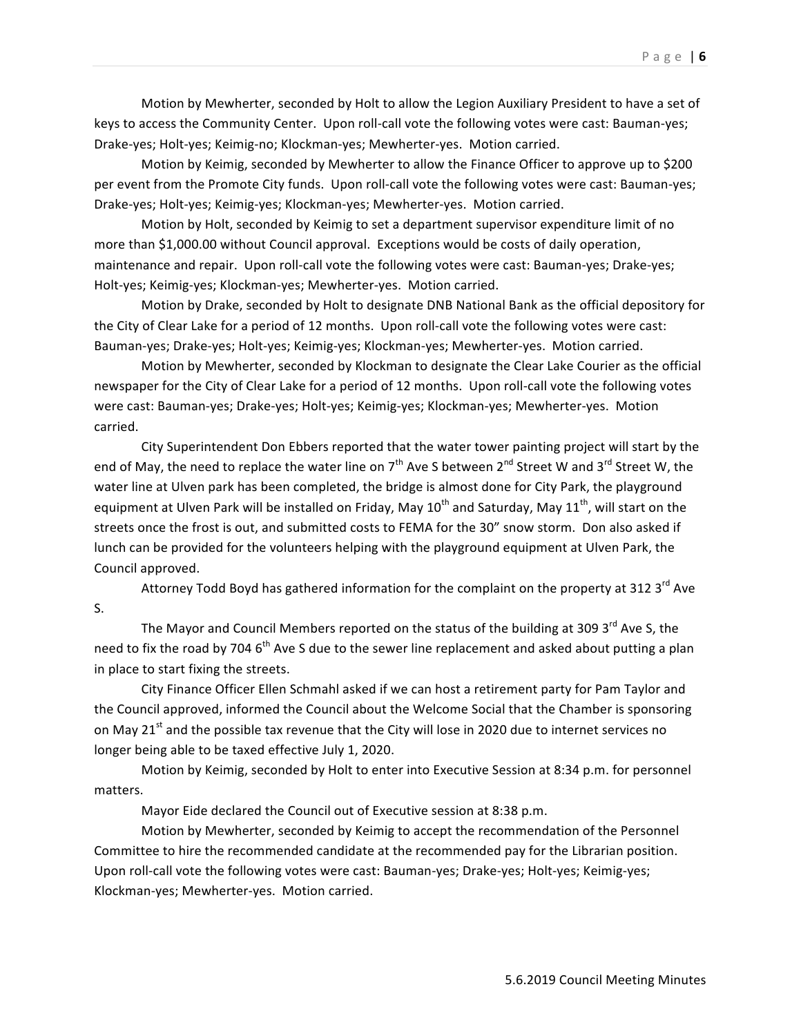Motion by Mewherter, seconded by Holt to allow the Legion Auxiliary President to have a set of keys to access the Community Center. Upon roll-call vote the following votes were cast: Bauman-yes; Drake-yes; Holt-yes; Keimig-no; Klockman-yes; Mewherter-yes. Motion carried.

Motion by Keimig, seconded by Mewherter to allow the Finance Officer to approve up to $200 per event from the Promote City funds. Upon roll-call vote the following votes were cast: Bauman-yes; Drake-yes; Holt-yes; Keimig-yes; Klockman-yes; Mewherter-yes. Motion carried.

Motion by Holt, seconded by Keimig to set a department supervisor expenditure limit of no more than $1,000.00 without Council approval. Exceptions would be costs of daily operation, maintenance and repair. Upon roll-call vote the following votes were cast: Bauman-yes; Drake-yes; Holt-yes; Keimig-yes; Klockman-yes; Mewherter-yes. Motion carried.

Motion by Drake, seconded by Holt to designate DNB National Bank as the official depository for the City of Clear Lake for a period of 12 months. Upon roll-call vote the following votes were cast: Bauman-yes; Drake-yes; Holt-yes; Keimig-yes; Klockman-yes; Mewherter-yes. Motion carried.

Motion by Mewherter, seconded by Klockman to designate the Clear Lake Courier as the official newspaper for the City of Clear Lake for a period of 12 months. Upon roll-call vote the following votes were cast: Bauman-yes; Drake-yes; Holt-yes; Keimig-yes; Klockman-yes; Mewherter-yes. Motion carried.

City Superintendent Don Ebbers reported that the water tower painting project will start by the end of May, the need to replace the water line on 7th Ave S between 2nd Street W and 3rd Street W, the water line at Ulven park has been completed, the bridge is almost done for City Park, the playground equipment at Ulven Park will be installed on Friday, May 10th and Saturday, May 11th, will start on the streets once the frost is out, and submitted costs to FEMA for the 30" snow storm. Don also asked if lunch can be provided for the volunteers helping with the playground equipment at Ulven Park, the Council approved.

Attorney Todd Boyd has gathered information for the complaint on the property at 312 3rd Ave S.

The Mayor and Council Members reported on the status of the building at 309 3rd Ave S, the need to fix the road by 704 6th Ave S due to the sewer line replacement and asked about putting a plan in place to start fixing the streets.

City Finance Officer Ellen Schmahl asked if we can host a retirement party for Pam Taylor and the Council approved, informed the Council about the Welcome Social that the Chamber is sponsoring on May 21st and the possible tax revenue that the City will lose in 2020 due to internet services no longer being able to be taxed effective July 1, 2020.

Motion by Keimig, seconded by Holt to enter into Executive Session at 8:34 p.m. for personnel matters.

Mayor Eide declared the Council out of Executive session at 8:38 p.m.

Motion by Mewherter, seconded by Keimig to accept the recommendation of the Personnel Committee to hire the recommended candidate at the recommended pay for the Librarian position. Upon roll-call vote the following votes were cast: Bauman-yes; Drake-yes; Holt-yes; Keimig-yes; Klockman-yes; Mewherter-yes. Motion carried.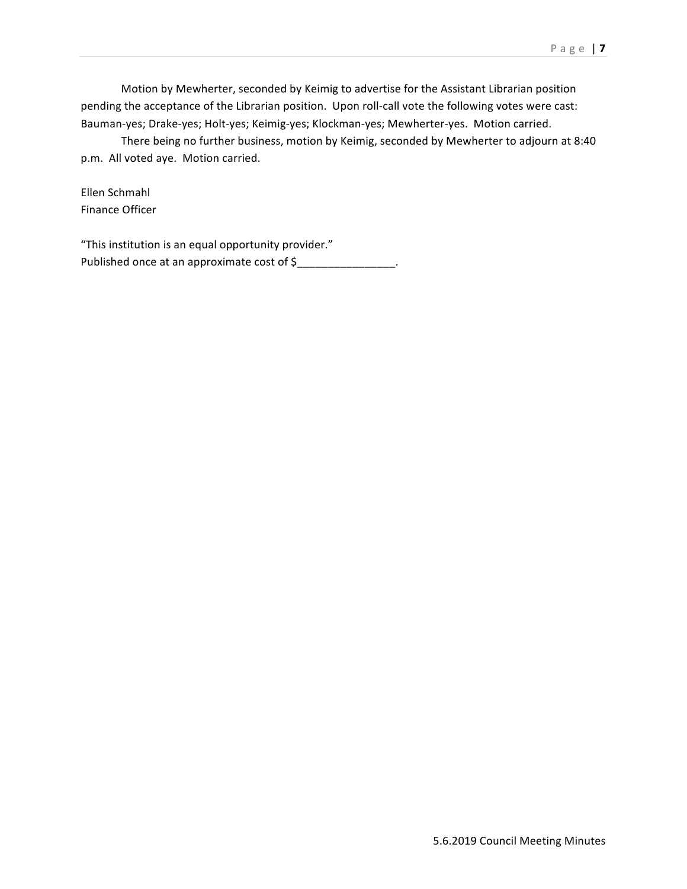Motion by Mewherter, seconded by Keimig to advertise for the Assistant Librarian position pending the acceptance of the Librarian position. Upon roll-call vote the following votes were cast: Bauman-yes; Drake-yes; Holt-yes; Keimig-yes; Klockman-yes; Mewherter-yes. Motion carried.

There being no further business, motion by Keimig, seconded by Mewherter to adjourn at 8:40 p.m. All voted aye. Motion carried.

Ellen Schmahl
Finance Officer

"This institution is an equal opportunity provider."
Published once at an approximate cost of $________________.